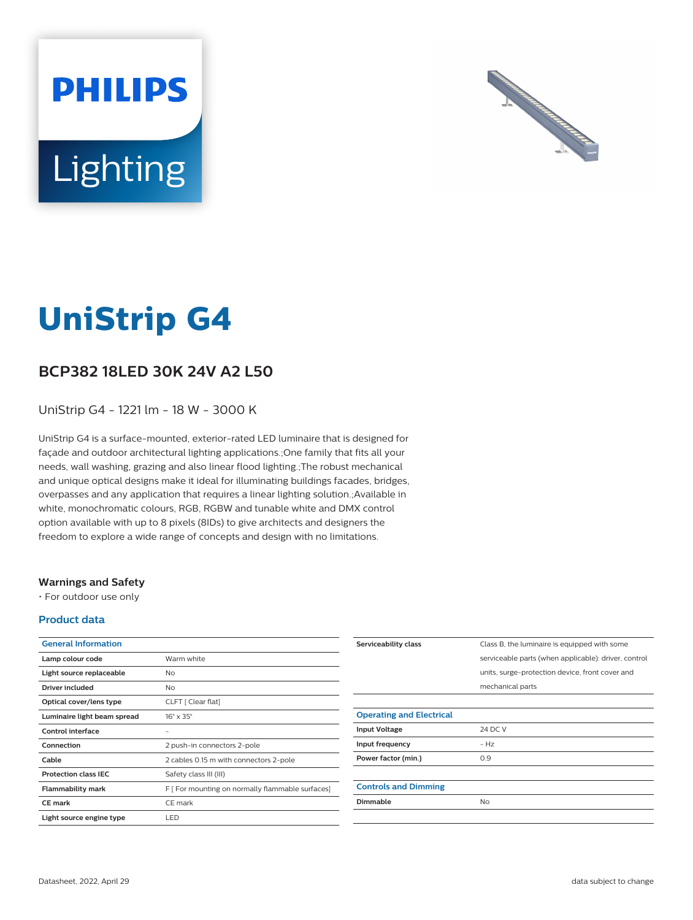# UniStrip G4

## BCP382 18LED 30K 24V A2 L50

UniStrip G4 - 1221 lm - 18 W - 3000 K

UniStrip G4 is a surface-mounted, exterior-rated LED luminaire that is designed for façade and outdoor architectural lighting applications.;One family that fits all your needs, wall washing, grazing and also linear flood lighting.;The robust mechanical and unique optical designs make it ideal for illuminating buildings facades, bridges, overpasses and any application that requires a linear lighting solution.;Available in white, monochromatic colours, RGB, RGBW and tunable white and DMX control option available with up to 8 pixels (8IDs) to give architects and designers the freedom to explore a wide range of concepts and design with no limitations.

### Warnings and Safety

- For outdoor use only

### Product data

| General Information | |
|---|---|
| Lamp colour code | Warm white |
| Light source replaceable | No |
| Driver included | No |
| Optical cover/lens type | CLFT [ Clear flat] |
| Luminaire light beam spread | 16° x 35° |
| Control interface | - |
| Connection | 2 push-in connectors 2-pole |
| Cable | 2 cables 0.15 m with connectors 2-pole |
| Protection class IEC | Safety class III (III) |
| Flammability mark | F [ For mounting on normally flammable surfaces] |
| CE mark | CE mark |
| Light source engine type | LED |
| Serviceability class | Class B, the luminaire is equipped with some serviceable parts (when applicable): driver, control units, surge-protection device, front cover and mechanical parts |

| Operating and Electrical | |
|---|---|
| Input Voltage | 24 DC V |
| Input frequency | - Hz |
| Power factor (min.) | 0.9 |

| Controls and Dimming | |
|---|---|
| Dimmable | No |

Datasheet, 2022, April 29

data subject to change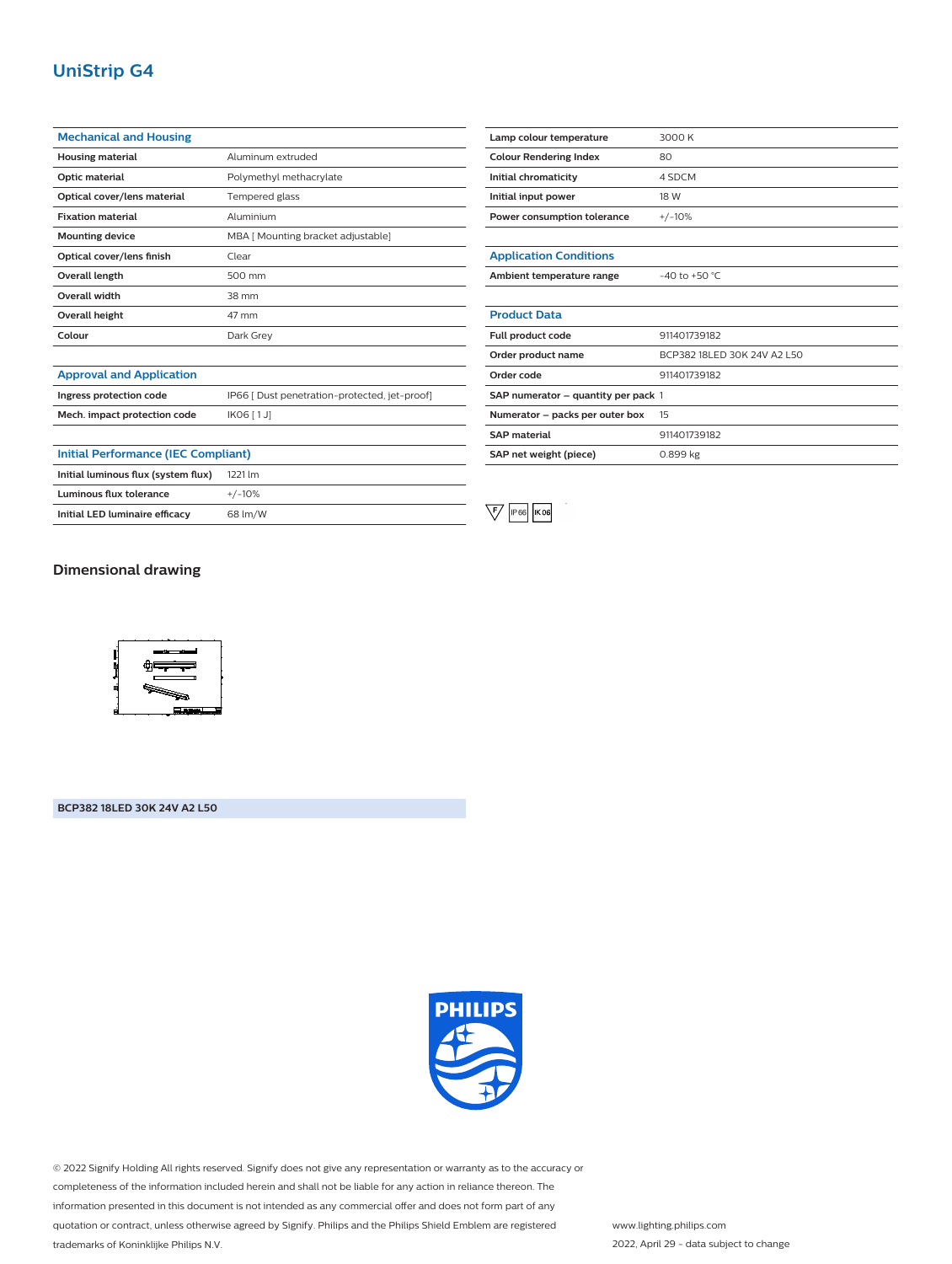# UniStrip G4

| Mechanical and Housing | |
|---|---|
| **Housing material** | Aluminum extruded |
| **Optic material** | Polymethyl methacrylate |
| **Optical cover/lens material** | Tempered glass |
| **Fixation material** | Aluminium |
| **Mounting device** | MBA [ Mounting bracket adjustable] |
| **Optical cover/lens finish** | Clear |
| **Overall length** | 500 mm |
| **Overall width** | 38 mm |
| **Overall height** | 47 mm |
| **Colour** | Dark Grey |

| Approval and Application | |
|---|---|
| **Ingress protection code** | IP66 [ Dust penetration-protected, jet-proof] |
| **Mech. impact protection code** | IK06 [ 1 J] |

| Initial Performance (IEC Compliant) | |
|---|---|
| **Initial luminous flux (system flux)** | 1221 lm |
| **Luminous flux tolerance** | +/-10% |
| **Initial LED luminaire efficacy** | 68 lm/W |

| | |
|---|---|
| **Lamp colour temperature** | 3000 K |
| **Colour Rendering Index** | 80 |
| **Initial chromaticity** | 4 SDCM |
| **Initial input power** | 18 W |
| **Power consumption tolerance** | +/-10% |

| Application Conditions | |
|---|---|
| **Ambient temperature range** | -40 to +50 °C |

| Product Data | |
|---|---|
| **Full product code** | 911401739182 |
| **Order product name** | BCP382 18LED 30K 24V A2 L50 |
| **Order code** | 911401739182 |
| **SAP numerator – quantity per pack** | 1 |
| **Numerator – packs per outer box** | 15 |
| **SAP material** | 911401739182 |
| **SAP net weight (piece)** | 0.899 kg |

F IP66 IK06

## Dimensional drawing

**BCP382 18LED 30K 24V A2 L50**

© 2022 Signify Holding All rights reserved. Signify does not give any representation or warranty as to the accuracy or completeness of the information included herein and shall not be liable for any action in reliance thereon. The information presented in this document is not intended as any commercial offer and does not form part of any quotation or contract, unless otherwise agreed by Signify. Philips and the Philips Shield Emblem are registered trademarks of Koninklijke Philips N.V.

www.lighting.philips.com

2022, April 29 - data subject to change